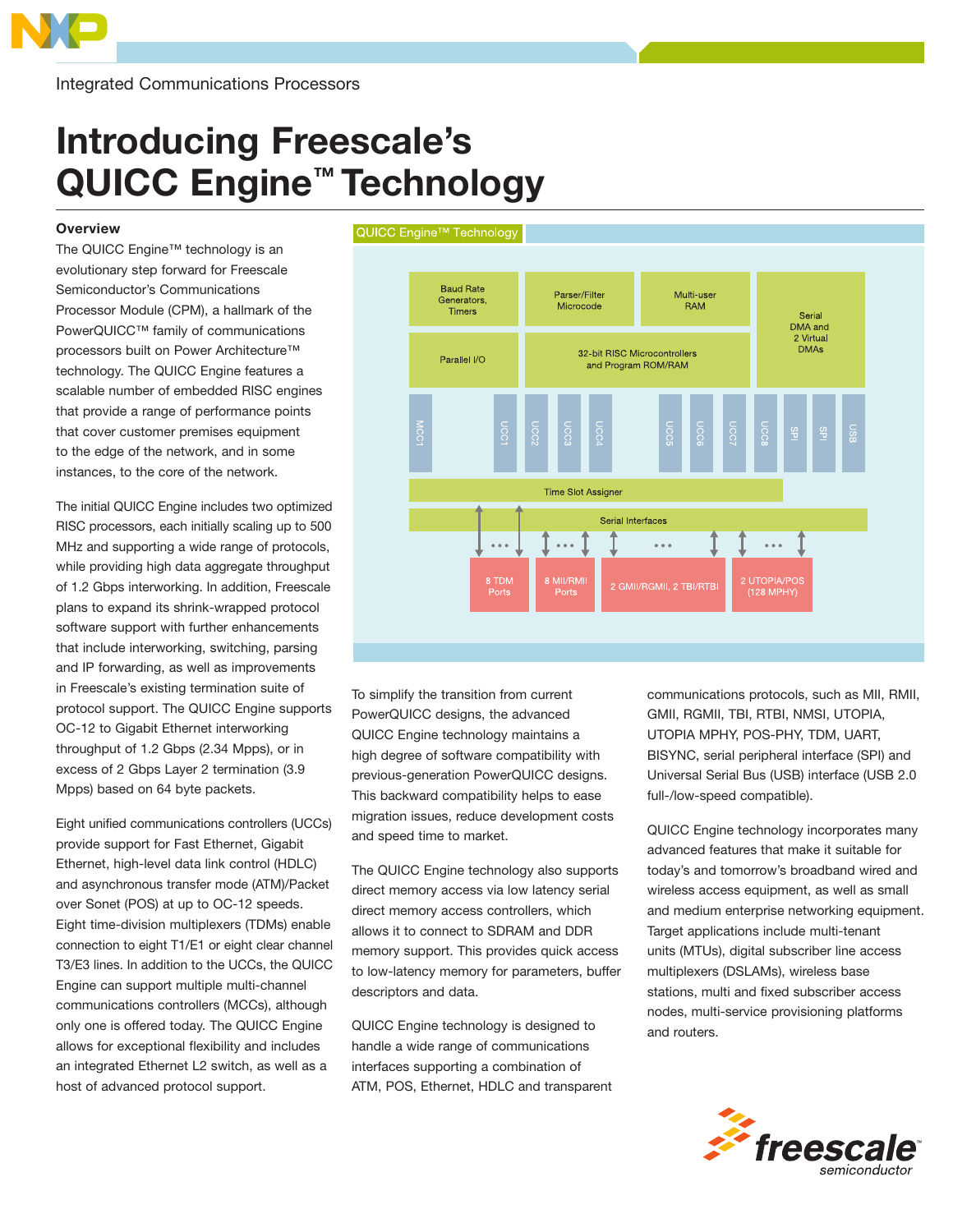Integrated Communications Processors

# Introducing Freescale's QUICC Engine™ Technology

## Overview

The QUICC Engine™ technology is an evolutionary step forward for Freescale Semiconductor's Communications Processor Module (CPM), a hallmark of the PowerQUICC™ family of communications processors built on Power Architecture™ technology. The QUICC Engine features a scalable number of embedded RISC engines that provide a range of performance points that cover customer premises equipment to the edge of the network, and in some instances, to the core of the network.

The initial QUICC Engine includes two optimized RISC processors, each initially scaling up to 500 MHz and supporting a wide range of protocols, while providing high data aggregate throughput of 1.2 Gbps interworking. In addition, Freescale plans to expand its shrink-wrapped protocol software support with further enhancements that include interworking, switching, parsing and IP forwarding, as well as improvements in Freescale's existing termination suite of protocol support. The QUICC Engine supports OC-12 to Gigabit Ethernet interworking throughput of 1.2 Gbps (2.34 Mpps), or in excess of 2 Gbps Layer 2 termination (3.9 Mpps) based on 64 byte packets.

Eight unified communications controllers (UCCs) provide support for Fast Ethernet, Gigabit Ethernet, high-level data link control (HDLC) and asynchronous transfer mode (ATM)/Packet over Sonet (POS) at up to OC-12 speeds. Eight time-division multiplexers (TDMs) enable connection to eight T1/E1 or eight clear channel T3/E3 lines. In addition to the UCCs, the QUICC Engine can support multiple multi-channel communications controllers (MCCs), although only one is offered today. The QUICC Engine allows for exceptional flexibility and includes an integrated Ethernet L2 switch, as well as a host of advanced protocol support.

QUICC Engine™ Technology

Baud Rate Generators, Timers | Parser/Filter Microcode | Multi-user RAM | Serial DMA and 2 Virtual DMAs | Parallel I/O | 32-bit RISC Microcontrollers and Program ROM/RAM | MCC1 | UCC1 | UCC2 | UCC3 | UCC4 | UCC5 | UCC6 | UCC7 | UCC8 | SPI | SPI | USB | Time Slot Assigner | Serial Interfaces | 8 TDM Ports | 8 MII/RMII Ports | 2 GMII/RGMII, 2 TBI/RTBI | 2 UTOPIA/POS (128 MPHY)

To simplify the transition from current PowerQUICC designs, the advanced QUICC Engine technology maintains a high degree of software compatibility with previous-generation PowerQUICC designs. This backward compatibility helps to ease migration issues, reduce development costs and speed time to market.

The QUICC Engine technology also supports direct memory access via low latency serial direct memory access controllers, which allows it to connect to SDRAM and DDR memory support. This provides quick access to low-latency memory for parameters, buffer descriptors and data.

QUICC Engine technology is designed to handle a wide range of communications interfaces supporting a combination of ATM, POS, Ethernet, HDLC and transparent communications protocols, such as MII, RMII, GMII, RGMII, TBI, RTBI, NMSI, UTOPIA, UTOPIA MPHY, POS-PHY, TDM, UART, BISYNC, serial peripheral interface (SPI) and Universal Serial Bus (USB) interface (USB 2.0 full-/low-speed compatible).

QUICC Engine technology incorporates many advanced features that make it suitable for today's and tomorrow's broadband wired and wireless access equipment, as well as small and medium enterprise networking equipment. Target applications include multi-tenant units (MTUs), digital subscriber line access multiplexers (DSLAMs), wireless base stations, multi and fixed subscriber access nodes, multi-service provisioning platforms and routers.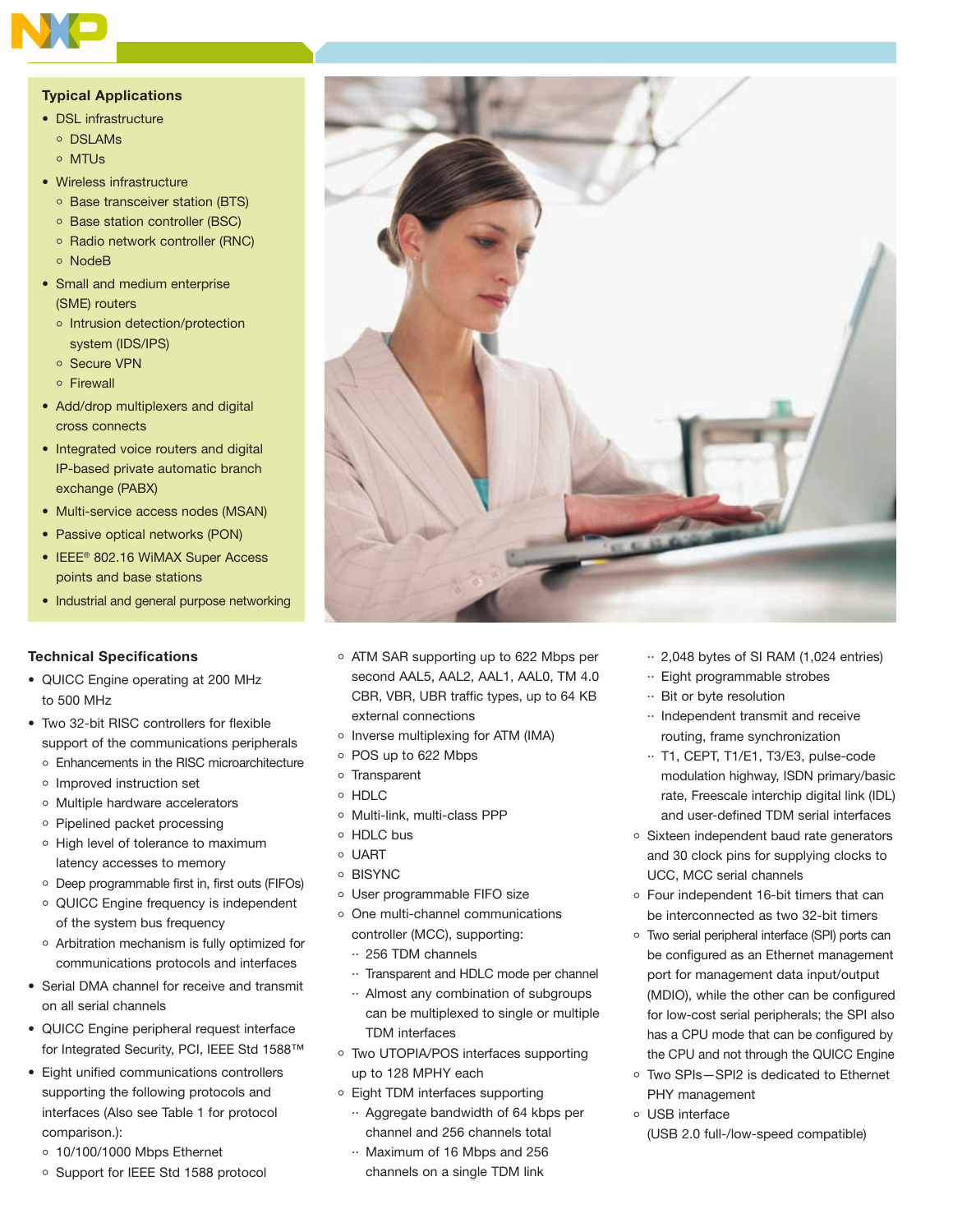## Typical Applications

- DSL infrastructure
  - DSLAMs
  - MTUs
- Wireless infrastructure
  - Base transceiver station (BTS)
  - Base station controller (BSC)
  - Radio network controller (RNC)
  - NodeB
- Small and medium enterprise (SME) routers
  - Intrusion detection/protection system (IDS/IPS)
  - Secure VPN
  - Firewall
- Add/drop multiplexers and digital cross connects
- Integrated voice routers and digital IP-based private automatic branch exchange (PABX)
- Multi-service access nodes (MSAN)
- Passive optical networks (PON)
- IEEE® 802.16 WiMAX Super Access points and base stations
- Industrial and general purpose networking

## Technical Specifications

- QUICC Engine operating at 200 MHz to 500 MHz
- Two 32-bit RISC controllers for flexible support of the communications peripherals
  - Enhancements in the RISC microarchitecture
  - Improved instruction set
  - Multiple hardware accelerators
  - Pipelined packet processing
  - High level of tolerance to maximum latency accesses to memory
  - Deep programmable first in, first outs (FIFOs)
  - QUICC Engine frequency is independent of the system bus frequency
  - Arbitration mechanism is fully optimized for communications protocols and interfaces
- Serial DMA channel for receive and transmit on all serial channels
- QUICC Engine peripheral request interface for Integrated Security, PCI, IEEE Std 1588™
- Eight unified communications controllers supporting the following protocols and interfaces (Also see Table 1 for protocol comparison.):
  - 10/100/1000 Mbps Ethernet
  - Support for IEEE Std 1588 protocol
  - ATM SAR supporting up to 622 Mbps per second AAL5, AAL2, AAL1, AAL0, TM 4.0 CBR, VBR, UBR traffic types, up to 64 KB external connections
  - Inverse multiplexing for ATM (IMA)
  - POS up to 622 Mbps
  - Transparent
  - HDLC
  - Multi-link, multi-class PPP
  - HDLC bus
  - UART
  - BISYNC
  - User programmable FIFO size
  - One multi-channel communications controller (MCC), supporting:
    - 256 TDM channels
    - Transparent and HDLC mode per channel
    - Almost any combination of subgroups can be multiplexed to single or multiple TDM interfaces
  - Two UTOPIA/POS interfaces supporting up to 128 MPHY each
  - Eight TDM interfaces supporting
    - Aggregate bandwidth of 64 kbps per channel and 256 channels total
    - Maximum of 16 Mbps and 256 channels on a single TDM link
    - 2,048 bytes of SI RAM (1,024 entries)
    - Eight programmable strobes
    - Bit or byte resolution
    - Independent transmit and receive routing, frame synchronization
    - T1, CEPT, T1/E1, T3/E3, pulse-code modulation highway, ISDN primary/basic rate, Freescale interchip digital link (IDL) and user-defined TDM serial interfaces
  - Sixteen independent baud rate generators and 30 clock pins for supplying clocks to UCC, MCC serial channels
  - Four independent 16-bit timers that can be interconnected as two 32-bit timers
  - Two serial peripheral interface (SPI) ports can be configured as an Ethernet management port for management data input/output (MDIO), while the other can be configured for low-cost serial peripherals; the SPI also has a CPU mode that can be configured by the CPU and not through the QUICC Engine
  - Two SPIs—SPI2 is dedicated to Ethernet PHY management
  - USB interface (USB 2.0 full-/low-speed compatible)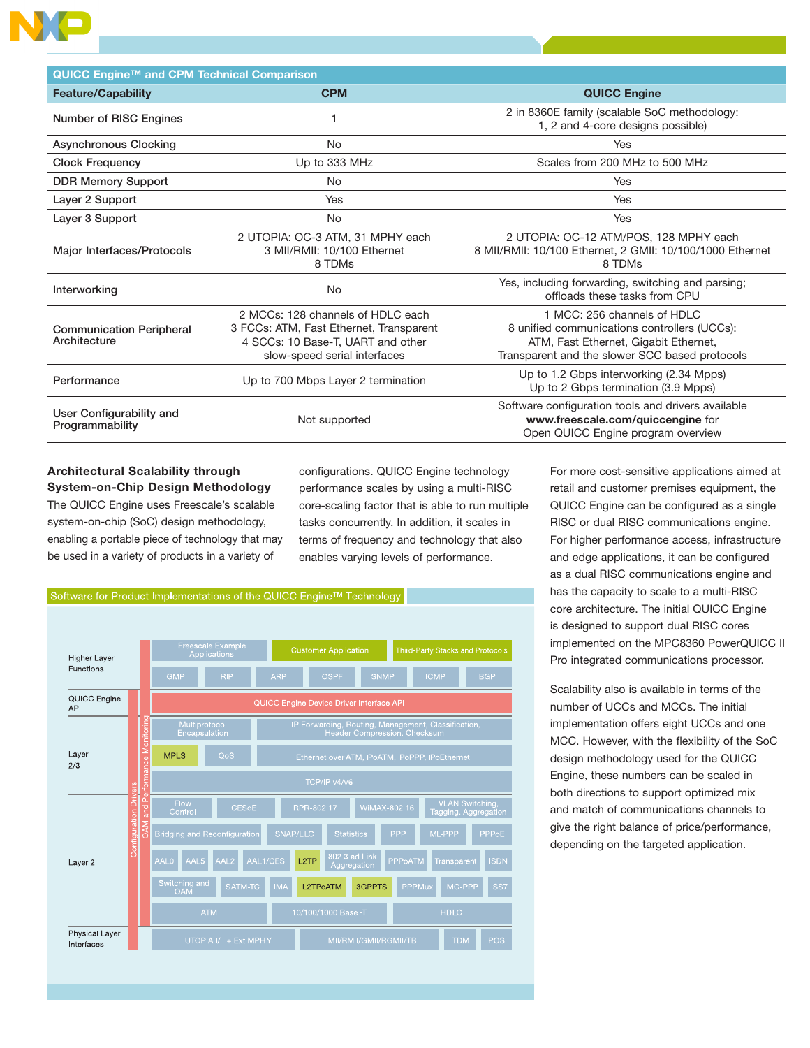| QUICC Engine™ and CPM Technical Comparison | | |
|---|---|---|
| **Feature/Capability** | **CPM** | **QUICC Engine** |
| Number of RISC Engines | 1 | 2 in 8360E family (scalable SoC methodology: 1, 2 and 4-core designs possible) |
| Asynchronous Clocking | No | Yes |
| Clock Frequency | Up to 333 MHz | Scales from 200 MHz to 500 MHz |
| DDR Memory Support | No | Yes |
| Layer 2 Support | Yes | Yes |
| Layer 3 Support | No | Yes |
| Major Interfaces/Protocols | 2 UTOPIA: OC-3 ATM, 31 MPHY each<br>3 MII/RMII: 10/100 Ethernet<br>8 TDMs | 2 UTOPIA: OC-12 ATM/POS, 128 MPHY each<br>8 MII/RMII: 10/100 Ethernet, 2 GMII: 10/100/1000 Ethernet<br>8 TDMs |
| Interworking | No | Yes, including forwarding, switching and parsing; offloads these tasks from CPU |
| Communication Peripheral Architecture | 2 MCCs: 128 channels of HDLC each<br>3 FCCs: ATM, Fast Ethernet, Transparent<br>4 SCCs: 10 Base-T, UART and other slow-speed serial interfaces | 1 MCC: 256 channels of HDLC<br>8 unified communications controllers (UCCs): ATM, Fast Ethernet, Gigabit Ethernet, Transparent and the slower SCC based protocols |
| Performance | Up to 700 Mbps Layer 2 termination | Up to 1.2 Gbps interworking (2.34 Mpps)<br>Up to 2 Gbps termination (3.9 Mpps) |
| User Configurability and Programmability | Not supported | Software configuration tools and drivers available **www.freescale.com/quiccengine** for Open QUICC Engine program overview |

### Architectural Scalability through System-on-Chip Design Methodology

The QUICC Engine uses Freescale's scalable system-on-chip (SoC) design methodology, enabling a portable piece of technology that may be used in a variety of products in a variety of configurations. QUICC Engine technology performance scales by using a multi-RISC core-scaling factor that is able to run multiple tasks concurrently. In addition, it scales in terms of frequency and technology that also enables varying levels of performance.

For more cost-sensitive applications aimed at retail and customer premises equipment, the QUICC Engine can be configured as a single RISC or dual RISC communications engine. For higher performance access, infrastructure and edge applications, it can be configured as a dual RISC communications engine and has the capacity to scale to a multi-RISC core architecture. The initial QUICC Engine is designed to support dual RISC cores implemented on the MPC8360 PowerQUICC II Pro integrated communications processor.

Scalability also is available in terms of the number of UCCs and MCCs. The initial implementation offers eight UCCs and one MCC. However, with the flexibility of the SoC design methodology used for the QUICC Engine, these numbers can be scaled in both directions to support optimized mix and match of communications channels to give the right balance of price/performance, depending on the targeted application.

**Software for Product Implementations of the QUICC Engine™ Technology**

Configuration Drivers | OAM and Performance Monitoring

| Layer | Components |
|---|---|
| Higher Layer Functions | Freescale Example Applications; Customer Application; Third-Party Stacks and Protocols<br>IGMP; RIP; ARP; OSPF; SNMP; ICMP; BGP |
| QUICC Engine API | QUICC Engine Device Driver Interface API |
| Layer 2/3 | Multiprotocol Encapsulation; IP Forwarding, Routing, Management, Classification, Header Compression, Checksum<br>MPLS; QoS; Ethernet over ATM, IPoATM, IPoPPP, IPoEthernet<br>TCP/IP v4/v6 |
| Layer 2 | Flow Control; CESoE; RPR-802.17; WiMAX-802.16; VLAN Switching, Tagging, Aggregation<br>Bridging and Reconfiguration; SNAP/LLC; Statistics; PPP; ML-PPP; PPPoE<br>AAL0; AAL5; AAL2; AAL1/CES; L2TP; 802.3 ad Link Aggregation; PPPoATM; Transparent; ISDN<br>Switching and OAM; SATM-TC; IMA; L2TPoATM; 3GPPTS; PPPMux; MC-PPP; SS7<br>ATM; 10/100/1000 Base-T; HDLC |
| Physical Layer Interfaces | UTOPIA I/II + Ext MPHY; MII/RMII/GMII/RGMII/TBI; TDM; POS |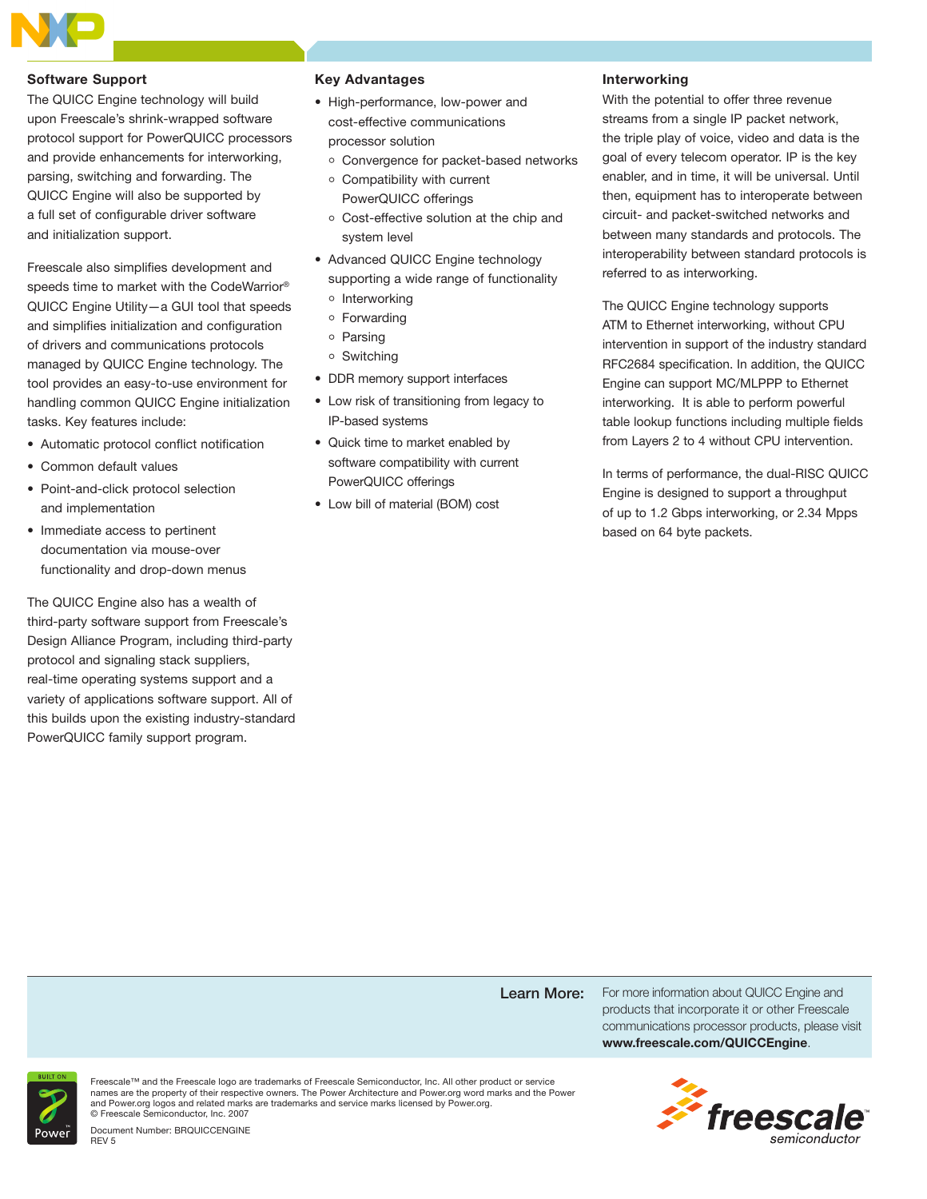## Software Support

The QUICC Engine technology will build upon Freescale's shrink-wrapped software protocol support for PowerQUICC processors and provide enhancements for interworking, parsing, switching and forwarding. The QUICC Engine will also be supported by a full set of configurable driver software and initialization support.

Freescale also simplifies development and speeds time to market with the CodeWarrior® QUICC Engine Utility—a GUI tool that speeds and simplifies initialization and configuration of drivers and communications protocols managed by QUICC Engine technology. The tool provides an easy-to-use environment for handling common QUICC Engine initialization tasks. Key features include:

- Automatic protocol conflict notification
- Common default values
- Point-and-click protocol selection and implementation
- Immediate access to pertinent documentation via mouse-over functionality and drop-down menus

The QUICC Engine also has a wealth of third-party software support from Freescale's Design Alliance Program, including third-party protocol and signaling stack suppliers, real-time operating systems support and a variety of applications software support. All of this builds upon the existing industry-standard PowerQUICC family support program.

## Key Advantages

- High-performance, low-power and cost-effective communications processor solution
  - Convergence for packet-based networks
  - Compatibility with current PowerQUICC offerings
  - Cost-effective solution at the chip and system level
- Advanced QUICC Engine technology supporting a wide range of functionality
  - Interworking
  - Forwarding
  - Parsing
  - Switching
- DDR memory support interfaces
- Low risk of transitioning from legacy to IP-based systems
- Quick time to market enabled by software compatibility with current PowerQUICC offerings
- Low bill of material (BOM) cost

## Interworking

With the potential to offer three revenue streams from a single IP packet network, the triple play of voice, video and data is the goal of every telecom operator. IP is the key enabler, and in time, it will be universal. Until then, equipment has to interoperate between circuit- and packet-switched networks and between many standards and protocols. The interoperability between standard protocols is referred to as interworking.

The QUICC Engine technology supports ATM to Ethernet interworking, without CPU intervention in support of the industry standard RFC2684 specification. In addition, the QUICC Engine can support MC/MLPPP to Ethernet interworking. It is able to perform powerful table lookup functions including multiple fields from Layers 2 to 4 without CPU intervention.

In terms of performance, the dual-RISC QUICC Engine is designed to support a throughput of up to 1.2 Gbps interworking, or 2.34 Mpps based on 64 byte packets.

**Learn More:** For more information about QUICC Engine and products that incorporate it or other Freescale communications processor products, please visit **www.freescale.com/QUICCEngine**.

Freescale™ and the Freescale logo are trademarks of Freescale Semiconductor, Inc. All other product or service names are the property of their respective owners. The Power Architecture and Power.org word marks and the Power and Power.org logos and related marks are trademarks and service marks licensed by Power.org.
© Freescale Semiconductor, Inc. 2007

Document Number: BRQUICCENGINE
REV 5